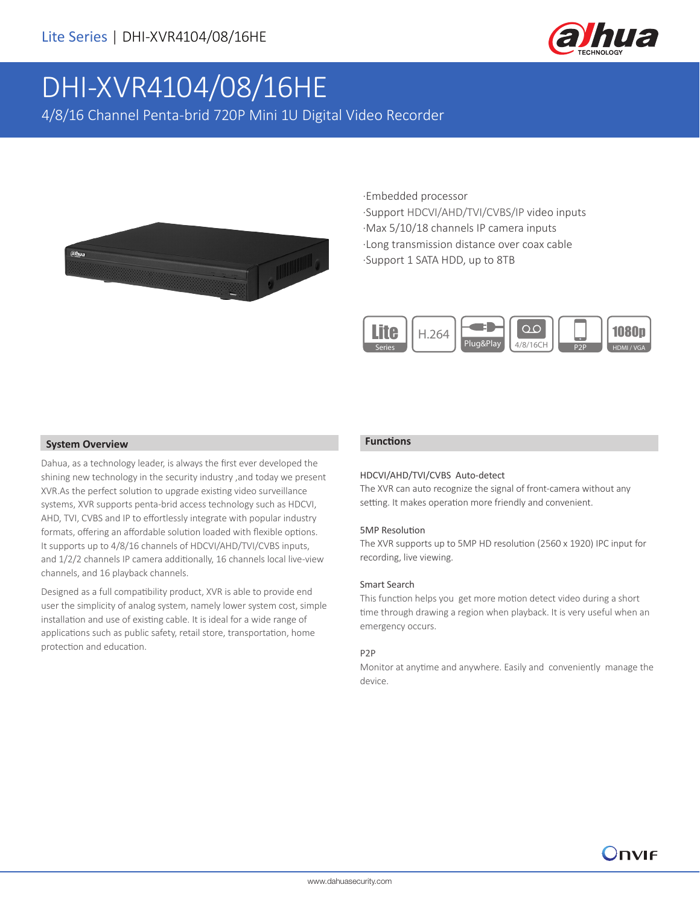# DHI-XVR4104/08/16HE

4/8/16 Channel Penta-brid 720P Mini 1U Digital Video Recorder

- Embedded processor
- Support HDCVI/AHD/TVI/CVBS/IP video inputs
- Max 5/10/18 channels IP camera inputs
- Long transmission distance over coax cable
- Support 1 SATA HDD, up to 8TB

Lite Series | H.264 | Plug&Play | 4/8/16CH | P2P | 1080p HDMI / VGA

## System Overview

Dahua, as a technology leader, is always the first ever developed the shining new technology in the security industry ,and today we present XVR.As the perfect solution to upgrade existing video surveillance systems, XVR supports penta-brid access technology such as HDCVI, AHD, TVI, CVBS and IP to effortlessly integrate with popular industry formats, offering an affordable solution loaded with flexible options. It supports up to 4/8/16 channels of HDCVI/AHD/TVI/CVBS inputs, and 1/2/2 channels IP camera additionally, 16 channels local live-view channels, and 16 playback channels.

Designed as a full compatibility product, XVR is able to provide end user the simplicity of analog system, namely lower system cost, simple installation and use of existing cable. It is ideal for a wide range of applications such as public safety, retail store, transportation, home protection and education.

## Functions

### HDCVI/AHD/TVI/CVBS Auto-detect

The XVR can auto recognize the signal of front-camera without any setting. It makes operation more friendly and convenient.

### 5MP Resolution

The XVR supports up to 5MP HD resolution (2560 x 1920) IPC input for recording, live viewing.

### Smart Search

This function helps you get more motion detect video during a short time through drawing a region when playback. It is very useful when an emergency occurs.

### P2P

Monitor at anytime and anywhere. Easily and conveniently manage the device.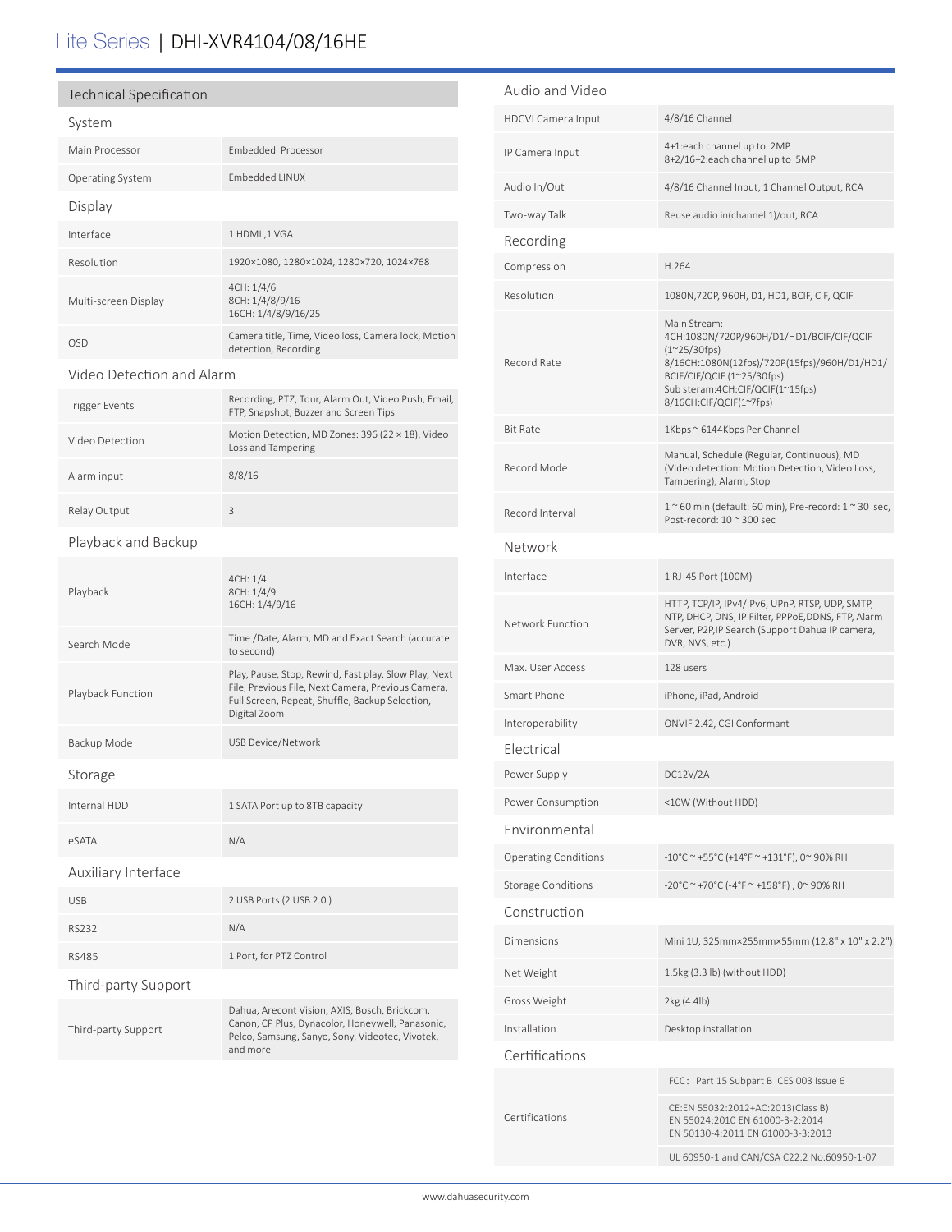# Lite Series | DHI-XVR4104/08/16HE

## Technical Specification

### System

| | |
|---|---|
| Main Processor | Embedded Processor |
| Operating System | Embedded LINUX |

### Display

| | |
|---|---|
| Interface | 1 HDMI ,1 VGA |
| Resolution | 1920×1080, 1280×1024, 1280×720, 1024×768 |
| Multi-screen Display | 4CH: 1/4/6<br>8CH: 1/4/8/9/16<br>16CH: 1/4/8/9/16/25 |
| OSD | Camera title, Time, Video loss, Camera lock, Motion detection, Recording |

### Video Detection and Alarm

| | |
|---|---|
| Trigger Events | Recording, PTZ, Tour, Alarm Out, Video Push, Email, FTP, Snapshot, Buzzer and Screen Tips |
| Video Detection | Motion Detection, MD Zones: 396 (22 × 18), Video Loss and Tampering |
| Alarm input | 8/8/16 |
| Relay Output | 3 |

### Playback and Backup

| | |
|---|---|
| Playback | 4CH: 1/4<br>8CH: 1/4/9<br>16CH: 1/4/9/16 |
| Search Mode | Time /Date, Alarm, MD and Exact Search (accurate to second) |
| Playback Function | Play, Pause, Stop, Rewind, Fast play, Slow Play, Next File, Previous File, Next Camera, Previous Camera, Full Screen, Repeat, Shuffle, Backup Selection, Digital Zoom |
| Backup Mode | USB Device/Network |

### Storage

| | |
|---|---|
| Internal HDD | 1 SATA Port up to 8TB capacity |
| eSATA | N/A |

### Auxiliary Interface

| | |
|---|---|
| USB | 2 USB Ports (2 USB 2.0 ) |
| RS232 | N/A |
| RS485 | 1 Port, for PTZ Control |

### Third-party Support

| | |
|---|---|
| Third-party Support | Dahua, Arecont Vision, AXIS, Bosch, Brickcom, Canon, CP Plus, Dynacolor, Honeywell, Panasonic, Pelco, Samsung, Sanyo, Sony, Videotec, Vivotek, and more |

### Audio and Video

| | |
|---|---|
| HDCVI Camera Input | 4/8/16 Channel |
| IP Camera Input | 4+1:each channel up to 2MP<br>8+2/16+2:each channel up to 5MP |
| Audio In/Out | 4/8/16 Channel Input, 1 Channel Output, RCA |
| Two-way Talk | Reuse audio in(channel 1)/out, RCA |

### Recording

| | |
|---|---|
| Compression | H.264 |
| Resolution | 1080N,720P, 960H, D1, HD1, BCIF, CIF, QCIF |
| Record Rate | Main Stream:<br>4CH:1080N/720P/960H/D1/HD1/BCIF/CIF/QCIF (1~25/30fps)<br>8/16CH:1080N(12fps)/720P(15fps)/960H/D1/HD1/BCIF/CIF/QCIF (1~25/30fps)<br>Sub steram:4CH:CIF/QCIF(1~15fps)<br>8/16CH:CIF/QCIF(1~7fps) |
| Bit Rate | 1Kbps ~ 6144Kbps Per Channel |
| Record Mode | Manual, Schedule (Regular, Continuous), MD (Video detection: Motion Detection, Video Loss, Tampering), Alarm, Stop |
| Record Interval | 1 ~ 60 min (default: 60 min), Pre-record: 1 ~ 30 sec, Post-record: 10 ~ 300 sec |

### Network

| | |
|---|---|
| Interface | 1 RJ-45 Port (100M) |
| Network Function | HTTP, TCP/IP, IPv4/IPv6, UPnP, RTSP, UDP, SMTP, NTP, DHCP, DNS, IP Filter, PPPoE,DDNS, FTP, Alarm Server, P2P,IP Search (Support Dahua IP camera, DVR, NVS, etc.) |
| Max. User Access | 128 users |
| Smart Phone | iPhone, iPad, Android |
| Interoperability | ONVIF 2.42, CGI Conformant |

### Electrical

| | |
|---|---|
| Power Supply | DC12V/2A |
| Power Consumption | <10W (Without HDD) |

### Environmental

| | |
|---|---|
| Operating Conditions | -10°C ~ +55°C (+14°F ~ +131°F), 0~ 90% RH |
| Storage Conditions | -20°C ~ +70°C (-4°F ~ +158°F) , 0~ 90% RH |

### Construction

| | |
|---|---|
| Dimensions | Mini 1U, 325mm×255mm×55mm (12.8" x 10" x 2.2") |
| Net Weight | 1.5kg (3.3 lb) (without HDD) |
| Gross Weight | 2kg (4.4lb) |
| Installation | Desktop installation |

### Certifications

| | |
|---|---|
| Certifications | FCC：Part 15 Subpart B ICES 003 Issue 6 |
| | CE:EN 55032:2012+AC:2013(Class B)<br>EN 55024:2010 EN 61000-3-2:2014<br>EN 50130-4:2011 EN 61000-3-3:2013 |
| | UL 60950-1 and CAN/CSA C22.2 No.60950-1-07 |

www.dahuasecurity.com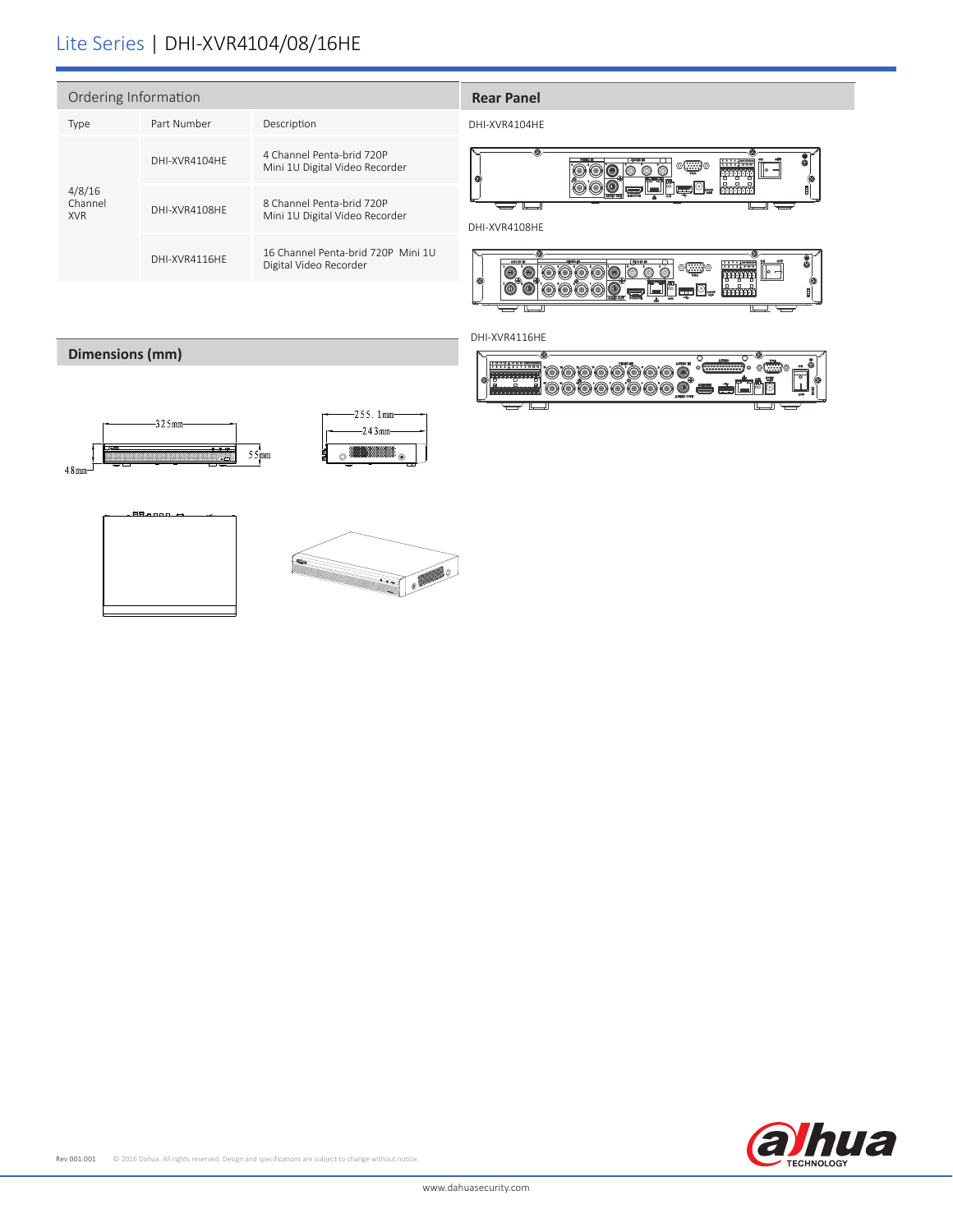## Ordering Information

| Type | Part Number | Description |
|---|---|---|
| 4/8/16 Channel XVR | DHI-XVR4104HE | 4 Channel Penta-brid 720P Mini 1U Digital Video Recorder |
| | DHI-XVR4108HE | 8 Channel Penta-brid 720P Mini 1U Digital Video Recorder |
| | DHI-XVR4116HE | 16 Channel Penta-brid 720P Mini 1U Digital Video Recorder |

## Rear Panel

DHI-XVR4104HE

DHI-XVR4108HE

DHI-XVR4116HE

## Dimensions (mm)

325mm

55mm

48mm

255. 1mm

243mm

Rev 001.001 © 2016 Dahua. All rights reserved. Design and specifications are subject to change without notice.

www.dahuasecurity.com